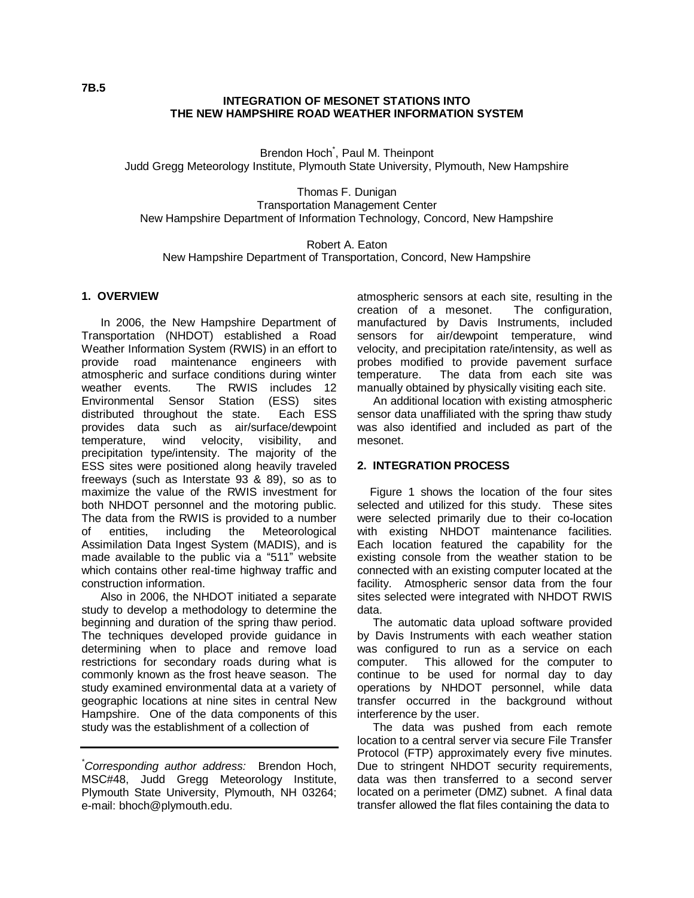7B.5

# INTEGRATION OF MESONET STATIONS INTO THE NEW HAMPSHIRE ROAD WEATHER INFORMATION SYSTEM

Brendon Hoch*, Paul M. Theinpont
Judd Gregg Meteorology Institute, Plymouth State University, Plymouth, New Hampshire

Thomas F. Dunigan
Transportation Management Center
New Hampshire Department of Information Technology, Concord, New Hampshire

Robert A. Eaton
New Hampshire Department of Transportation, Concord, New Hampshire

## 1. OVERVIEW

In 2006, the New Hampshire Department of Transportation (NHDOT) established a Road Weather Information System (RWIS) in an effort to provide road maintenance engineers with atmospheric and surface conditions during winter weather events. The RWIS includes 12 Environmental Sensor Station (ESS) sites distributed throughout the state. Each ESS provides data such as air/surface/dewpoint temperature, wind velocity, visibility, and precipitation type/intensity. The majority of the ESS sites were positioned along heavily traveled freeways (such as Interstate 93 & 89), so as to maximize the value of the RWIS investment for both NHDOT personnel and the motoring public. The data from the RWIS is provided to a number of entities, including the Meteorological Assimilation Data Ingest System (MADIS), and is made available to the public via a "511" website which contains other real-time highway traffic and construction information.

Also in 2006, the NHDOT initiated a separate study to develop a methodology to determine the beginning and duration of the spring thaw period. The techniques developed provide guidance in determining when to place and remove load restrictions for secondary roads during what is commonly known as the frost heave season. The study examined environmental data at a variety of geographic locations at nine sites in central New Hampshire. One of the data components of this study was the establishment of a collection of atmospheric sensors at each site, resulting in the creation of a mesonet. The configuration, manufactured by Davis Instruments, included sensors for air/dewpoint temperature, wind velocity, and precipitation rate/intensity, as well as probes modified to provide pavement surface temperature. The data from each site was manually obtained by physically visiting each site.

An additional location with existing atmospheric sensor data unaffiliated with the spring thaw study was also identified and included as part of the mesonet.

## 2. INTEGRATION PROCESS

Figure 1 shows the location of the four sites selected and utilized for this study. These sites were selected primarily due to their co-location with existing NHDOT maintenance facilities. Each location featured the capability for the existing console from the weather station to be connected with an existing computer located at the facility. Atmospheric sensor data from the four sites selected were integrated with NHDOT RWIS data.

The automatic data upload software provided by Davis Instruments with each weather station was configured to run as a service on each computer. This allowed for the computer to continue to be used for normal day to day operations by NHDOT personnel, while data transfer occurred in the background without interference by the user.

The data was pushed from each remote location to a central server via secure File Transfer Protocol (FTP) approximately every five minutes. Due to stringent NHDOT security requirements, data was then transferred to a second server located on a perimeter (DMZ) subnet. A final data transfer allowed the flat files containing the data to

---

* *Corresponding author address:* Brendon Hoch, MSC#48, Judd Gregg Meteorology Institute, Plymouth State University, Plymouth, NH 03264; e-mail: bhoch@plymouth.edu.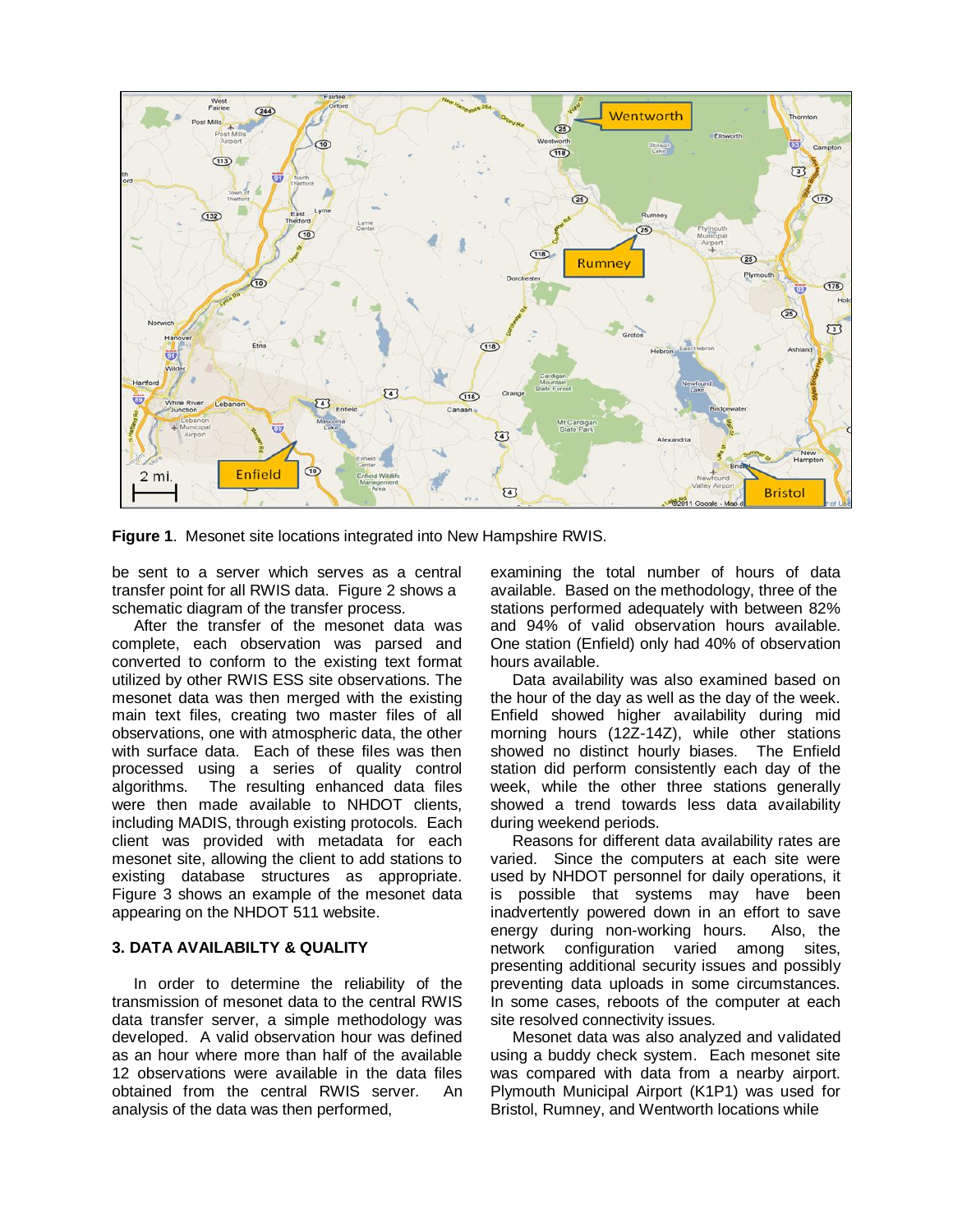**Figure 1**. Mesonet site locations integrated into New Hampshire RWIS.

be sent to a server which serves as a central transfer point for all RWIS data. Figure 2 shows a schematic diagram of the transfer process.

After the transfer of the mesonet data was complete, each observation was parsed and converted to conform to the existing text format utilized by other RWIS ESS site observations. The mesonet data was then merged with the existing main text files, creating two master files of all observations, one with atmospheric data, the other with surface data. Each of these files was then processed using a series of quality control algorithms. The resulting enhanced data files were then made available to NHDOT clients, including MADIS, through existing protocols. Each client was provided with metadata for each mesonet site, allowing the client to add stations to existing database structures as appropriate. Figure 3 shows an example of the mesonet data appearing on the NHDOT 511 website.

### 3. DATA AVAILABILTY & QUALITY

In order to determine the reliability of the transmission of mesonet data to the central RWIS data transfer server, a simple methodology was developed. A valid observation hour was defined as an hour where more than half of the available 12 observations were available in the data files obtained from the central RWIS server. An analysis of the data was then performed, examining the total number of hours of data available. Based on the methodology, three of the stations performed adequately with between 82% and 94% of valid observation hours available. One station (Enfield) only had 40% of observation hours available.

Data availability was also examined based on the hour of the day as well as the day of the week. Enfield showed higher availability during mid morning hours (12Z-14Z), while other stations showed no distinct hourly biases. The Enfield station did perform consistently each day of the week, while the other three stations generally showed a trend towards less data availability during weekend periods.

Reasons for different data availability rates are varied. Since the computers at each site were used by NHDOT personnel for daily operations, it is possible that systems may have been inadvertently powered down in an effort to save energy during non-working hours. Also, the network configuration varied among sites, presenting additional security issues and possibly preventing data uploads in some circumstances. In some cases, reboots of the computer at each site resolved connectivity issues.

Mesonet data was also analyzed and validated using a buddy check system. Each mesonet site was compared with data from a nearby airport. Plymouth Municipal Airport (K1P1) was used for Bristol, Rumney, and Wentworth locations while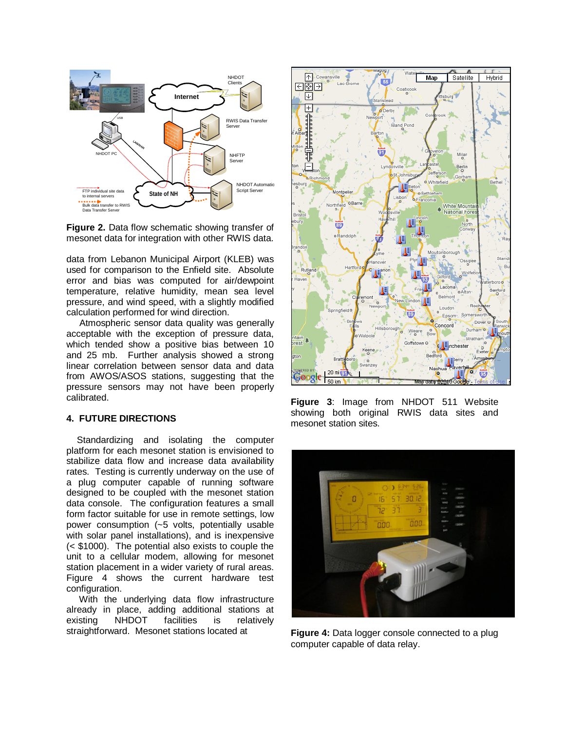**Figure 2.** Data flow schematic showing transfer of mesonet data for integration with other RWIS data.

data from Lebanon Municipal Airport (KLEB) was used for comparison to the Enfield site. Absolute error and bias was computed for air/dewpoint temperature, relative humidity, mean sea level pressure, and wind speed, with a slightly modified calculation performed for wind direction.

Atmospheric sensor data quality was generally acceptable with the exception of pressure data, which tended show a positive bias between 10 and 25 mb. Further analysis showed a strong linear correlation between sensor data and data from AWOS/ASOS stations, suggesting that the pressure sensors may not have been properly calibrated.

## 4. FUTURE DIRECTIONS

Standardizing and isolating the computer platform for each mesonet station is envisioned to stabilize data flow and increase data availability rates. Testing is currently underway on the use of a plug computer capable of running software designed to be coupled with the mesonet station data console. The configuration features a small form factor suitable for use in remote settings, low power consumption (~5 volts, potentially usable with solar panel installations), and is inexpensive (< $1000). The potential also exists to couple the unit to a cellular modem, allowing for mesonet station placement in a wider variety of rural areas. Figure 4 shows the current hardware test configuration.

With the underlying data flow infrastructure already in place, adding additional stations at existing NHDOT facilities is relatively straightforward. Mesonet stations located at

**Figure 3**: Image from NHDOT 511 Website showing both original RWIS data sites and mesonet station sites.

**Figure 4:** Data logger console connected to a plug computer capable of data relay.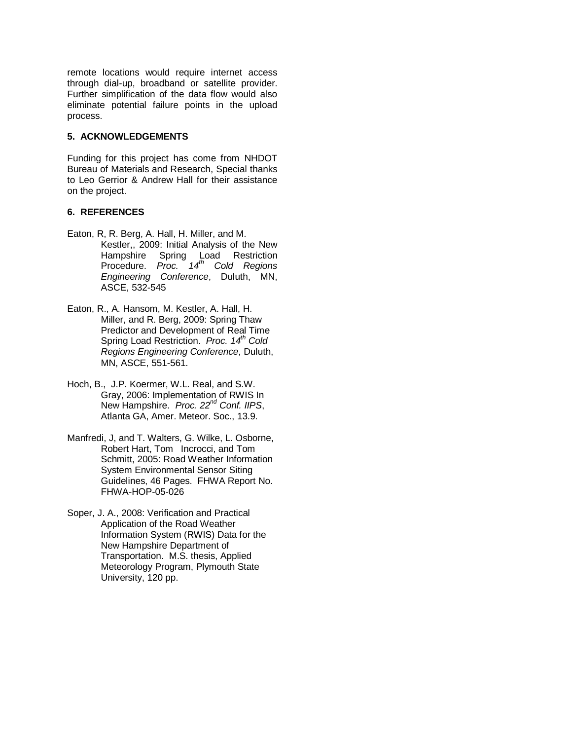remote locations would require internet access through dial-up, broadband or satellite provider. Further simplification of the data flow would also eliminate potential failure points in the upload process.

## 5. ACKNOWLEDGEMENTS

Funding for this project has come from NHDOT Bureau of Materials and Research, Special thanks to Leo Gerrior & Andrew Hall for their assistance on the project.

## 6. REFERENCES

Eaton, R, R. Berg, A. Hall, H. Miller, and M. Kestler,, 2009: Initial Analysis of the New Hampshire Spring Load Restriction Procedure. *Proc. 14th Cold Regions Engineering Conference*, Duluth, MN, ASCE, 532-545

Eaton, R., A. Hansom, M. Kestler, A. Hall, H. Miller, and R. Berg, 2009: Spring Thaw Predictor and Development of Real Time Spring Load Restriction. *Proc. 14th Cold Regions Engineering Conference*, Duluth, MN, ASCE, 551-561.

Hoch, B., J.P. Koermer, W.L. Real, and S.W. Gray, 2006: Implementation of RWIS In New Hampshire. *Proc. 22nd Conf. IIPS*, Atlanta GA, Amer. Meteor. Soc., 13.9.

Manfredi, J, and T. Walters, G. Wilke, L. Osborne, Robert Hart, Tom Incrocci, and Tom Schmitt, 2005: Road Weather Information System Environmental Sensor Siting Guidelines, 46 Pages. FHWA Report No. FHWA-HOP-05-026

Soper, J. A., 2008: Verification and Practical Application of the Road Weather Information System (RWIS) Data for the New Hampshire Department of Transportation. M.S. thesis, Applied Meteorology Program, Plymouth State University, 120 pp.